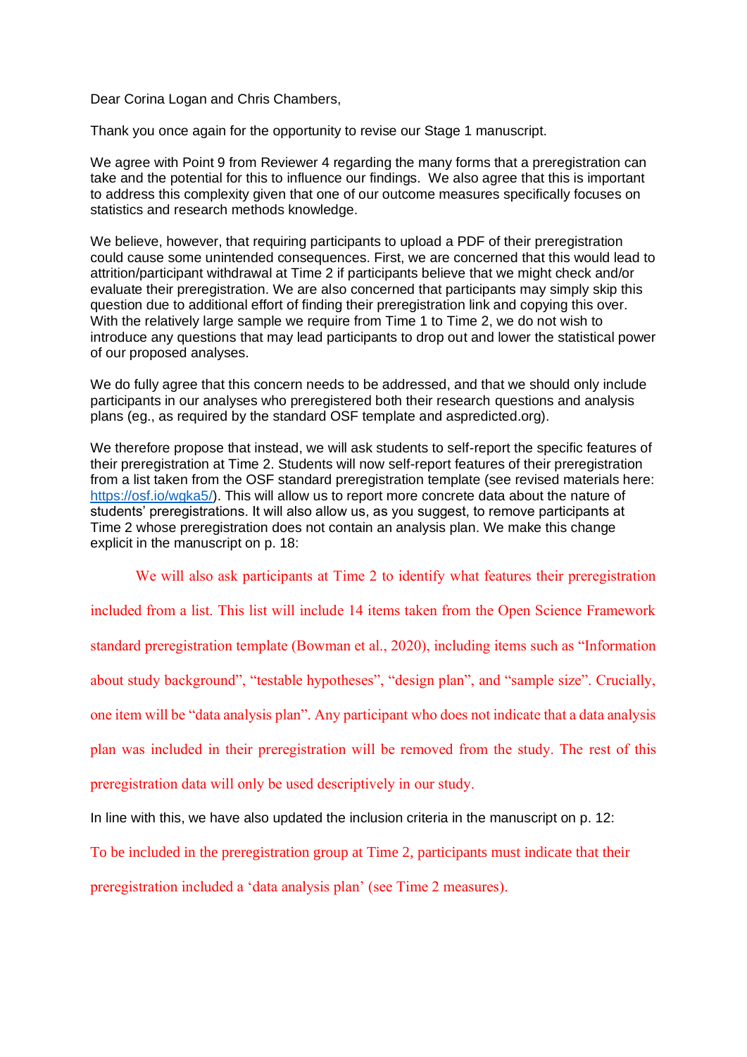Dear Corina Logan and Chris Chambers,

Thank you once again for the opportunity to revise our Stage 1 manuscript.

We agree with Point 9 from Reviewer 4 regarding the many forms that a preregistration can take and the potential for this to influence our findings. We also agree that this is important to address this complexity given that one of our outcome measures specifically focuses on statistics and research methods knowledge.

We believe, however, that requiring participants to upload a PDF of their preregistration could cause some unintended consequences. First, we are concerned that this would lead to attrition/participant withdrawal at Time 2 if participants believe that we might check and/or evaluate their preregistration. We are also concerned that participants may simply skip this question due to additional effort of finding their preregistration link and copying this over. With the relatively large sample we require from Time 1 to Time 2, we do not wish to introduce any questions that may lead participants to drop out and lower the statistical power of our proposed analyses.

We do fully agree that this concern needs to be addressed, and that we should only include participants in our analyses who preregistered both their research questions and analysis plans (eg., as required by the standard OSF template and aspredicted.org).

We therefore propose that instead, we will ask students to self-report the specific features of their preregistration at Time 2. Students will now self-report features of their preregistration from a list taken from the OSF standard preregistration template (see revised materials here: https://osf.io/wgka5/). This will allow us to report more concrete data about the nature of students' preregistrations. It will also allow us, as you suggest, to remove participants at Time 2 whose preregistration does not contain an analysis plan. We make this change explicit in the manuscript on p. 18:

> We will also ask participants at Time 2 to identify what features their preregistration included from a list. This list will include 14 items taken from the Open Science Framework standard preregistration template (Bowman et al., 2020), including items such as "Information about study background", "testable hypotheses", "design plan", and "sample size". Crucially, one item will be "data analysis plan". Any participant who does not indicate that a data analysis plan was included in their preregistration will be removed from the study. The rest of this preregistration data will only be used descriptively in our study.

In line with this, we have also updated the inclusion criteria in the manuscript on p. 12:

> To be included in the preregistration group at Time 2, participants must indicate that their preregistration included a 'data analysis plan' (see Time 2 measures).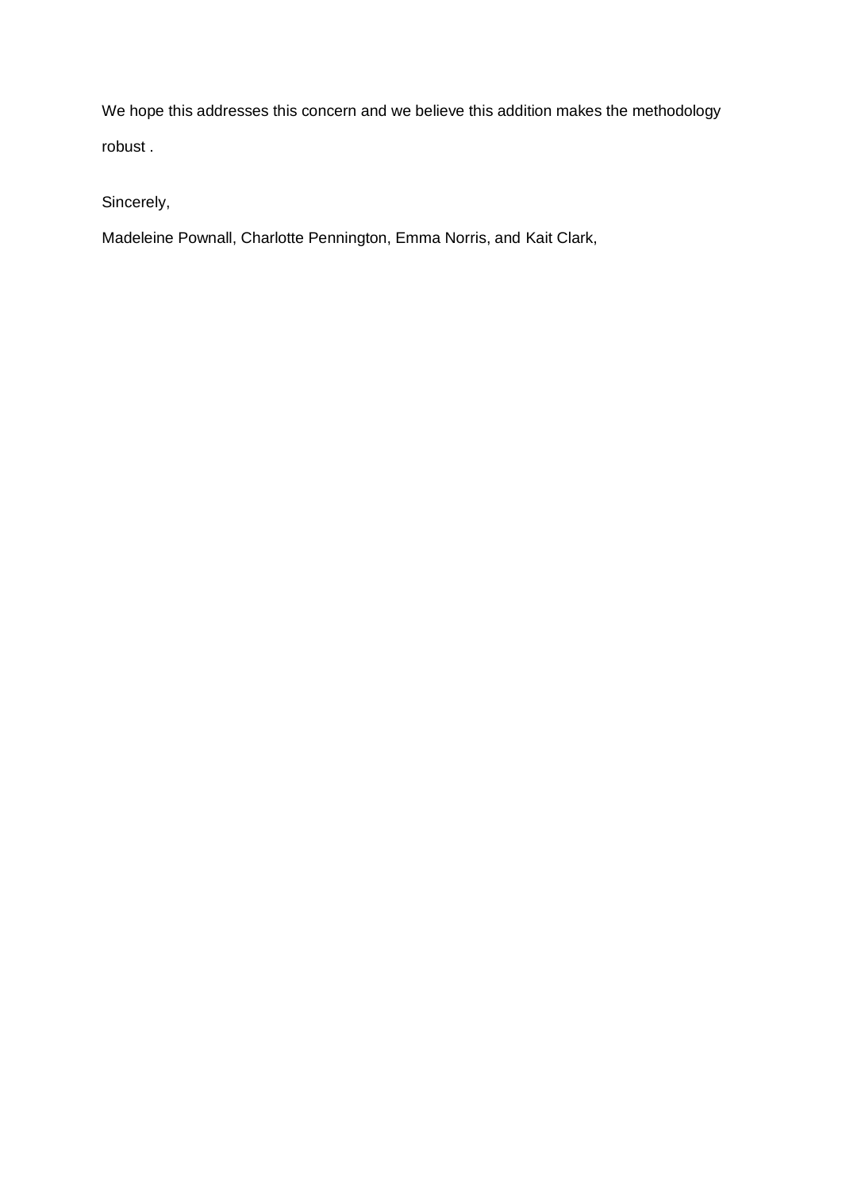We hope this addresses this concern and we believe this addition makes the methodology robust .

Sincerely,

Madeleine Pownall, Charlotte Pennington, Emma Norris, and Kait Clark,